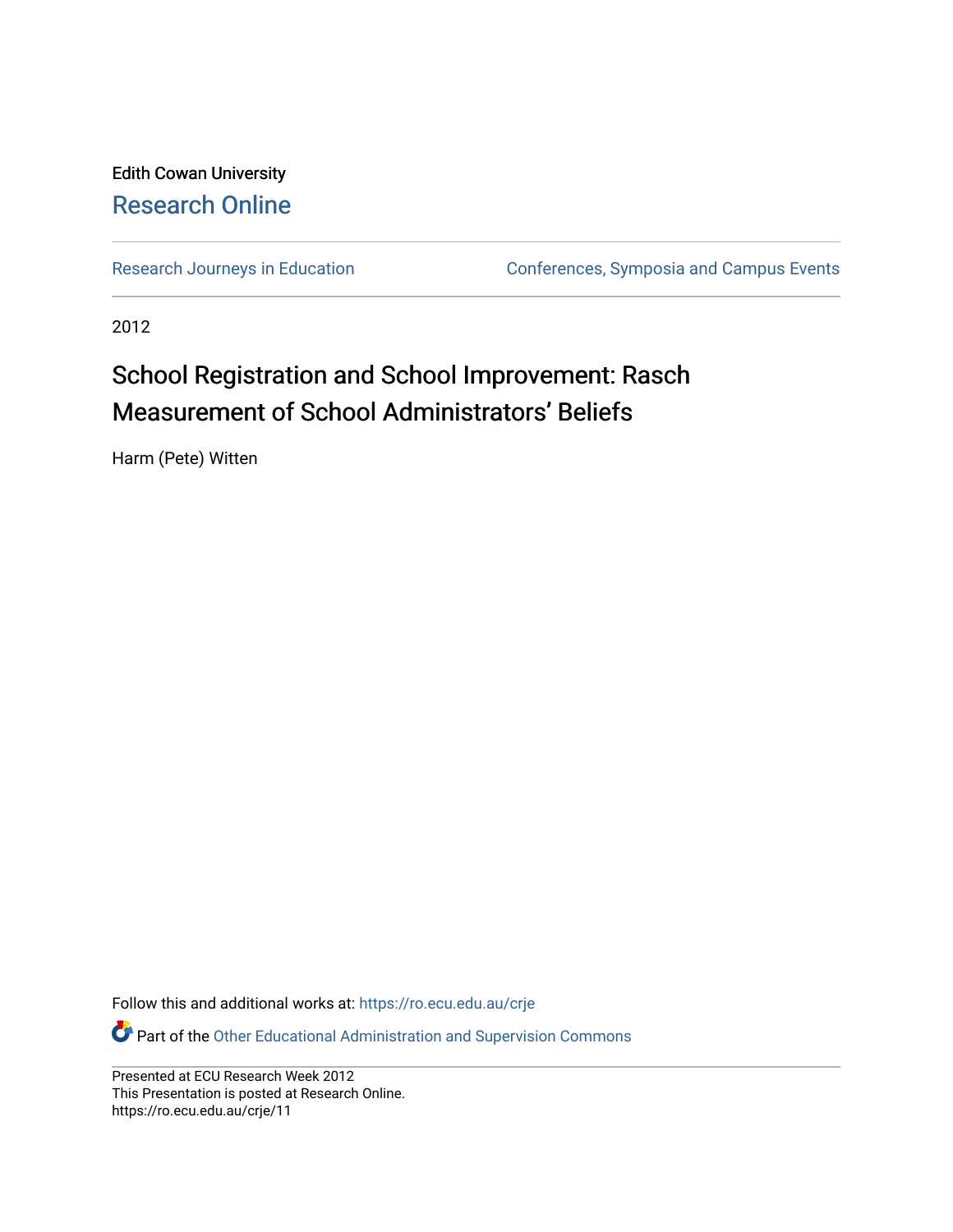Edith Cowan University

# Research Online

Research Journeys in Education | Conferences, Symposia and Campus Events

2012

# School Registration and School Improvement: Rasch Measurement of School Administrators' Beliefs

Harm (Pete) Witten

Follow this and additional works at: https://ro.ecu.edu.au/crje

Part of the Other Educational Administration and Supervision Commons

Presented at ECU Research Week 2012
This Presentation is posted at Research Online.
https://ro.ecu.edu.au/crje/11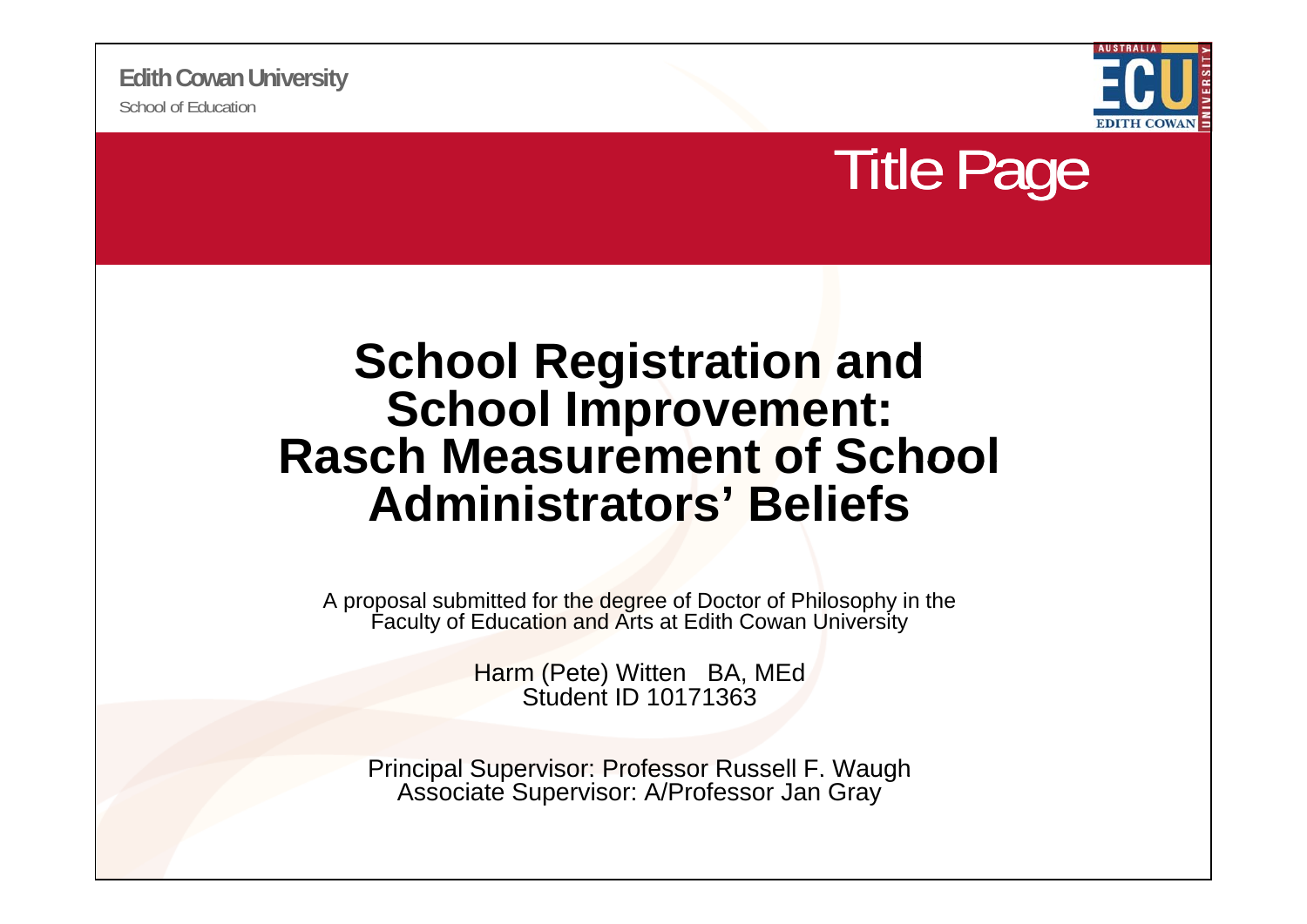Edith Cowan University

School of Education

# Title Page

# School Registration and School Improvement: Rasch Measurement of School Administrators' Beliefs

A proposal submitted for the degree of Doctor of Philosophy in the Faculty of Education and Arts at Edith Cowan University

Harm (Pete) Witten BA, MEd
Student ID 10171363

Principal Supervisor: Professor Russell F. Waugh
Associate Supervisor: A/Professor Jan Gray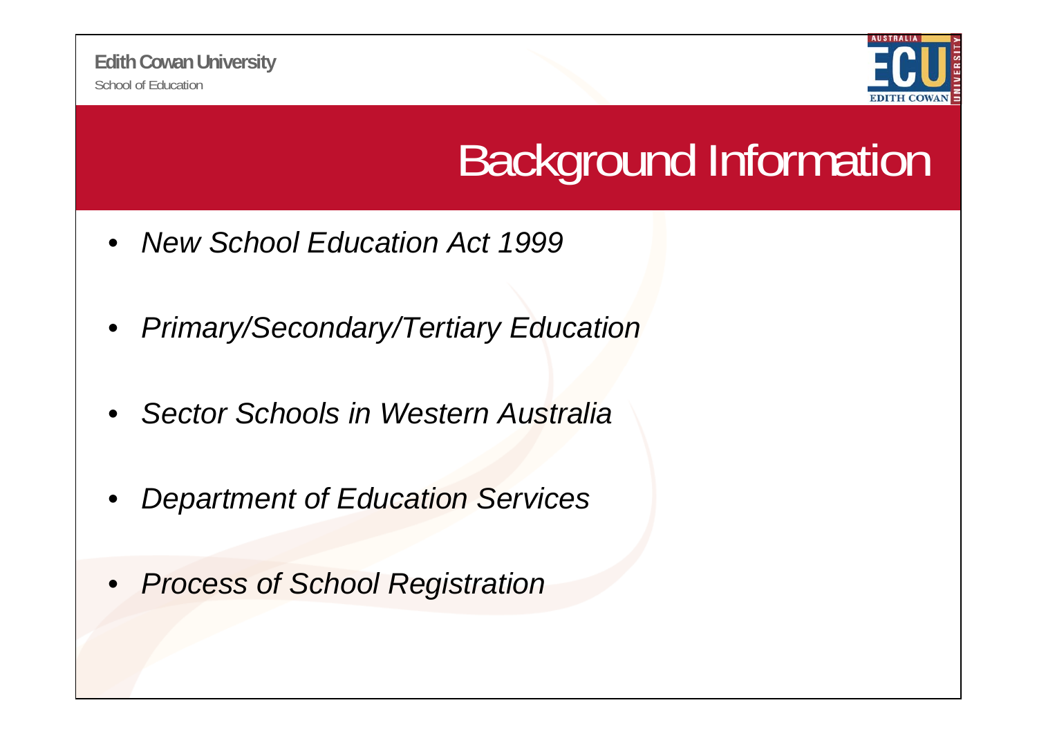# Background Information

- *New School Education Act 1999*
- *Primary/Secondary/Tertiary Education*
- *Sector Schools in Western Australia*
- *Department of Education Services*
- *Process of School Registration*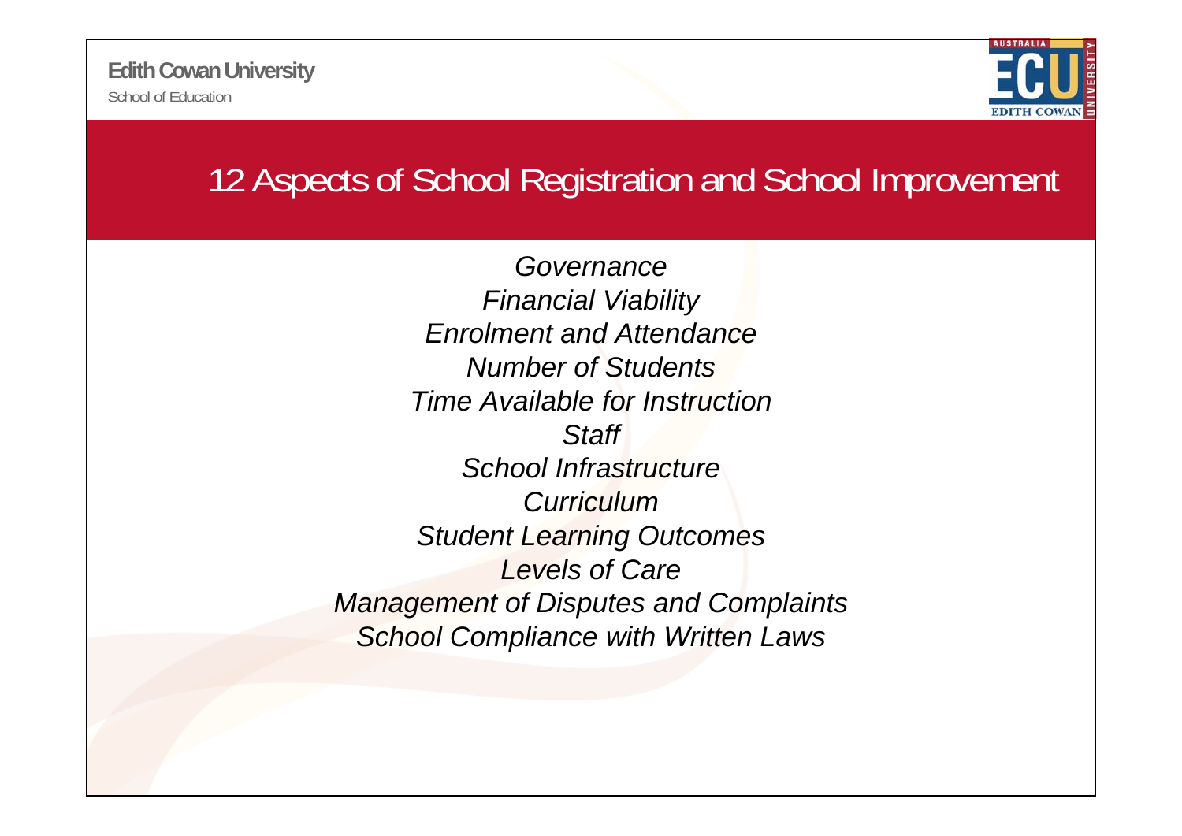# 12 Aspects of School Registration and School Improvement

*Governance*
*Financial Viability*
*Enrolment and Attendance*
*Number of Students*
*Time Available for Instruction*
*Staff*
*School Infrastructure*
*Curriculum*
*Student Learning Outcomes*
*Levels of Care*
*Management of Disputes and Complaints*
*School Compliance with Written Laws*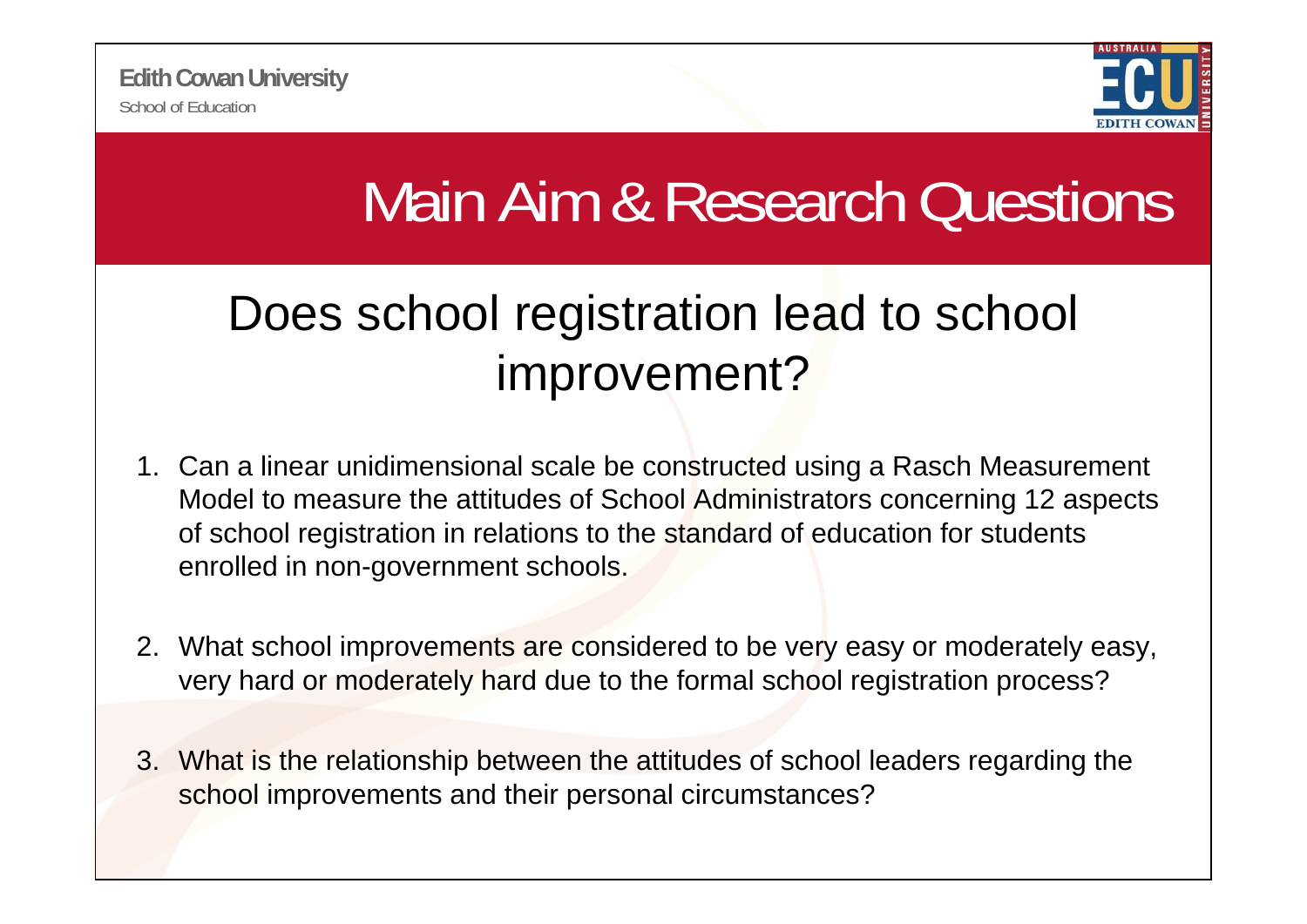# Main Aim & Research Questions

## Does school registration lead to school improvement?

1. Can a linear unidimensional scale be constructed using a Rasch Measurement Model to measure the attitudes of School Administrators concerning 12 aspects of school registration in relations to the standard of education for students enrolled in non-government schools.

2. What school improvements are considered to be very easy or moderately easy, very hard or moderately hard due to the formal school registration process?

3. What is the relationship between the attitudes of school leaders regarding the school improvements and their personal circumstances?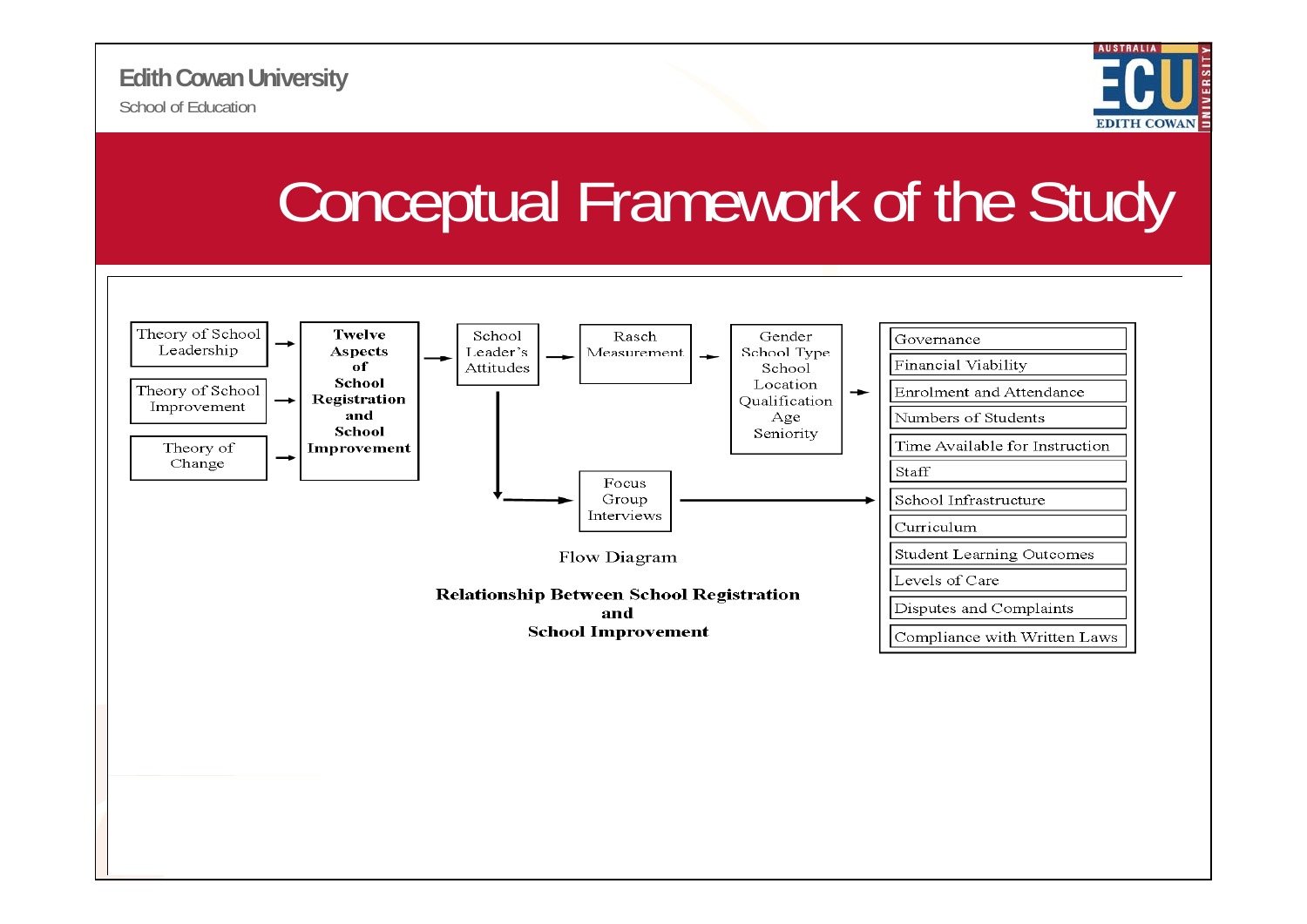# Conceptual Framework of the Study

Theory of School Leadership → Twelve Aspects of School Registration and School Improvement

Theory of School Improvement → Twelve Aspects of School Registration and School Improvement

Theory of Change → Twelve Aspects of School Registration and School Improvement

Twelve Aspects of School Registration and School Improvement → School Leader's Attitudes → Rasch Measurement → Gender, School Type, School Location, Qualification, Age, Seniority →

School Leader's Attitudes → Focus Group Interviews →

- Governance
- Financial Viability
- Enrolment and Attendance
- Numbers of Students
- Time Available for Instruction
- Staff
- School Infrastructure
- Curriculum
- Student Learning Outcomes
- Levels of Care
- Disputes and Complaints
- Compliance with Written Laws

Flow Diagram

**Relationship Between School Registration and School Improvement**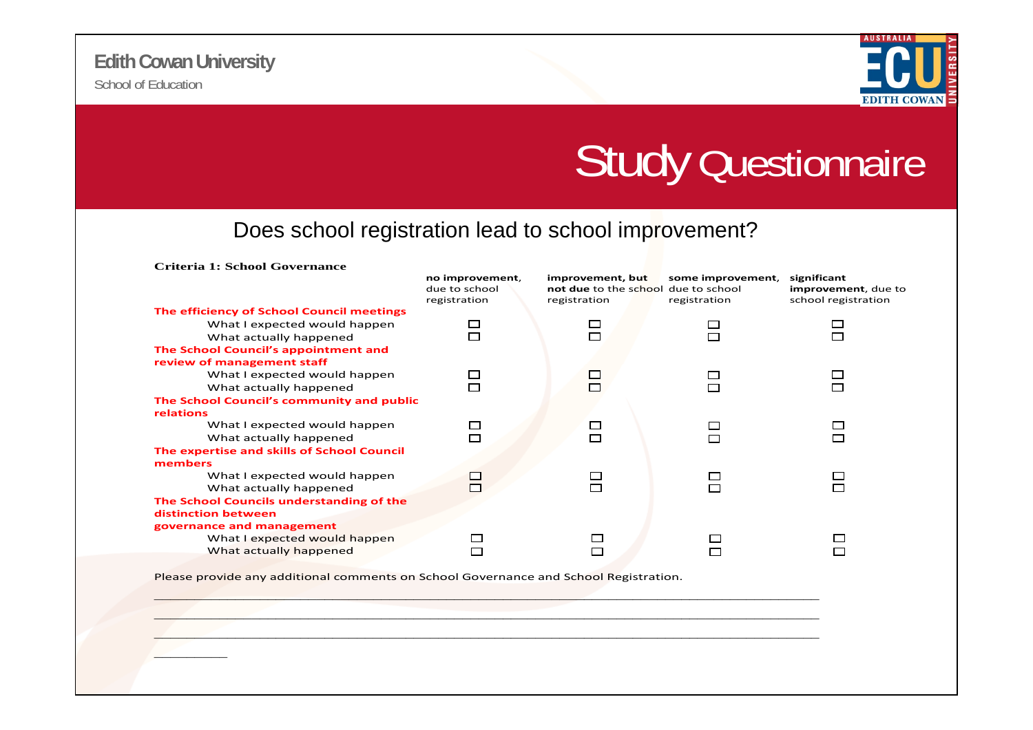Edith Cowan University

School of Education

# Study Questionnaire

## Does school registration lead to school improvement?

**Criteria 1: School Governance**

| | **no improvement**, due to school registration | **improvement, but not due** to the school registration | **some improvement**, due to school registration | **significant improvement**, due to school registration |
|---|---|---|---|---|
| **The efficiency of School Council meetings** | | | | |
| What I expected would happen | ☐ | ☐ | ☐ | ☐ |
| What actually happened | ☐ | ☐ | ☐ | ☐ |
| **The School Council's appointment and review of management staff** | | | | |
| What I expected would happen | ☐ | ☐ | ☐ | ☐ |
| What actually happened | ☐ | ☐ | ☐ | ☐ |
| **The School Council's community and public relations** | | | | |
| What I expected would happen | ☐ | ☐ | ☐ | ☐ |
| What actually happened | ☐ | ☐ | ☐ | ☐ |
| **The expertise and skills of School Council members** | | | | |
| What I expected would happen | ☐ | ☐ | ☐ | ☐ |
| What actually happened | ☐ | ☐ | ☐ | ☐ |
| **The School Councils understanding of the distinction between governance and management** | | | | |
| What I expected would happen | ☐ | ☐ | ☐ | ☐ |
| What actually happened | ☐ | ☐ | ☐ | ☐ |

Please provide any additional comments on School Governance and School Registration.

______________________________________________________________________________

______________________________________________________________________________

______________________________________________________________________________

_________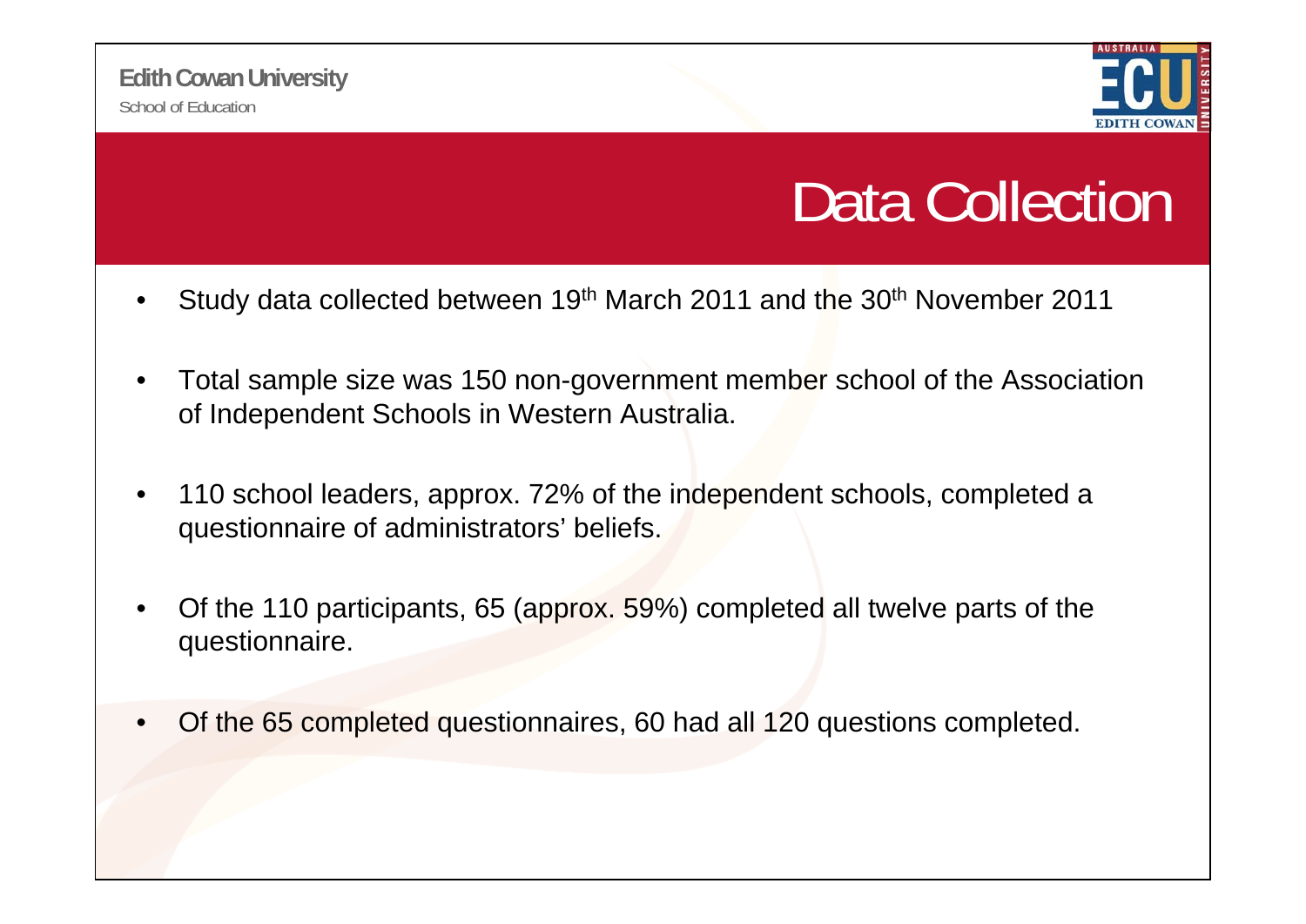# Data Collection

- Study data collected between 19th March 2011 and the 30th November 2011
- Total sample size was 150 non-government member school of the Association of Independent Schools in Western Australia.
- 110 school leaders, approx. 72% of the independent schools, completed a questionnaire of administrators' beliefs.
- Of the 110 participants, 65 (approx. 59%) completed all twelve parts of the questionnaire.
- Of the 65 completed questionnaires, 60 had all 120 questions completed.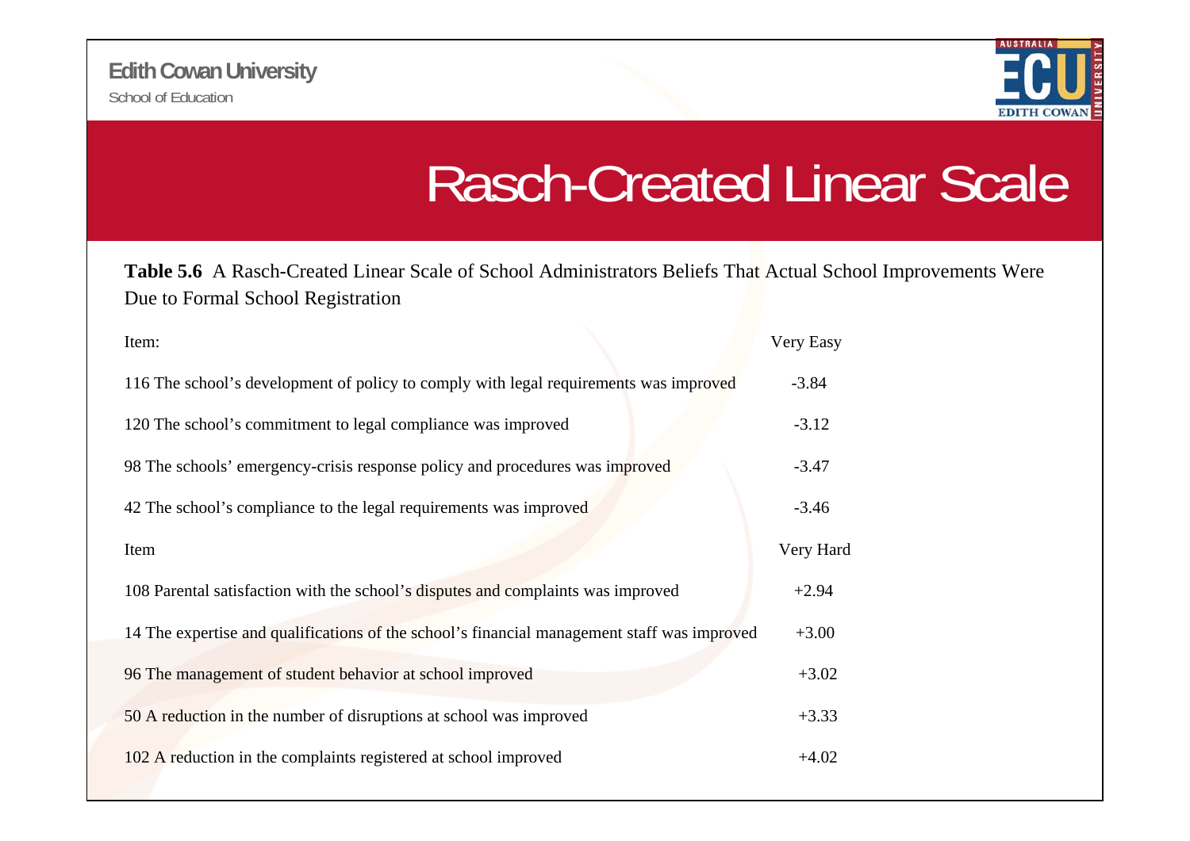# Rasch-Created Linear Scale

**Table 5.6** A Rasch-Created Linear Scale of School Administrators Beliefs That Actual School Improvements Were Due to Formal School Registration

| Item: | Very Easy |
|---|---|
| 116 The school's development of policy to comply with legal requirements was improved | -3.84 |
| 120 The school's commitment to legal compliance was improved | -3.12 |
| 98 The schools' emergency-crisis response policy and procedures was improved | -3.47 |
| 42 The school's compliance to the legal requirements was improved | -3.46 |
| **Item** | **Very Hard** |
| 108 Parental satisfaction with the school's disputes and complaints was improved | +2.94 |
| 14 The expertise and qualifications of the school's financial management staff was improved | +3.00 |
| 96 The management of student behavior at school improved | +3.02 |
| 50 A reduction in the number of disruptions at school was improved | +3.33 |
| 102 A reduction in the complaints registered at school improved | +4.02 |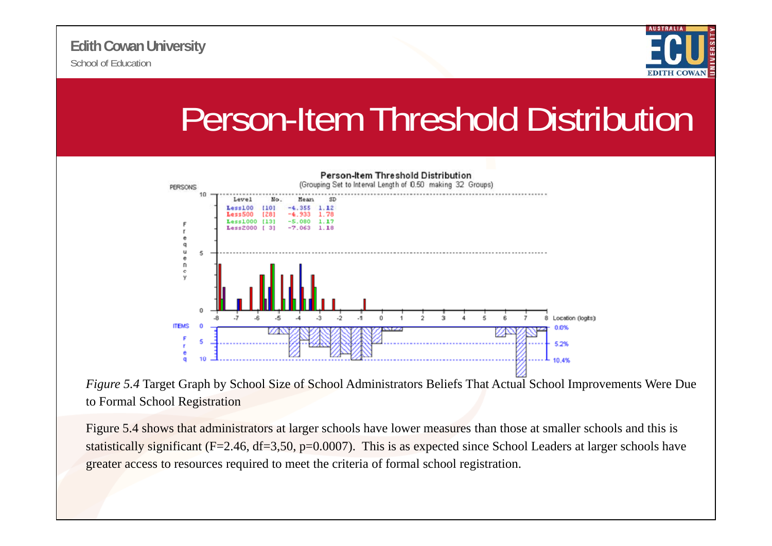# Person-Item Threshold Distribution

*Figure 5.4* Target Graph by School Size of School Administrators Beliefs That Actual School Improvements Were Due to Formal School Registration

Figure 5.4 shows that administrators at larger schools have lower measures than those at smaller schools and this is statistically significant ($F=2.46$, $df=3,50$, $p=0.0007$). This is as expected since School Leaders at larger schools have greater access to resources required to meet the criteria of formal school registration.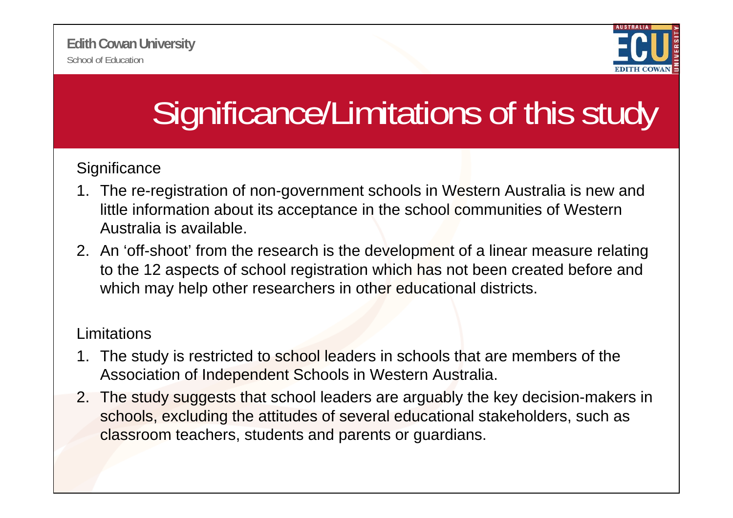# Significance/Limitations of this study

Significance

1. The re-registration of non-government schools in Western Australia is new and little information about its acceptance in the school communities of Western Australia is available.
2. An 'off-shoot' from the research is the development of a linear measure relating to the 12 aspects of school registration which has not been created before and which may help other researchers in other educational districts.

Limitations

1. The study is restricted to school leaders in schools that are members of the Association of Independent Schools in Western Australia.
2. The study suggests that school leaders are arguably the key decision-makers in schools, excluding the attitudes of several educational stakeholders, such as classroom teachers, students and parents or guardians.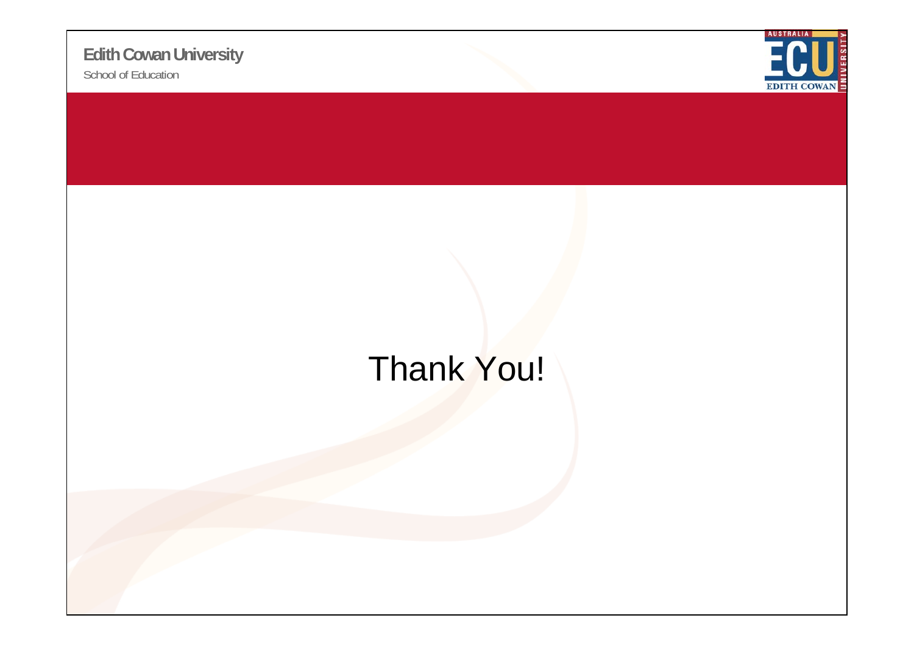# Thank You!